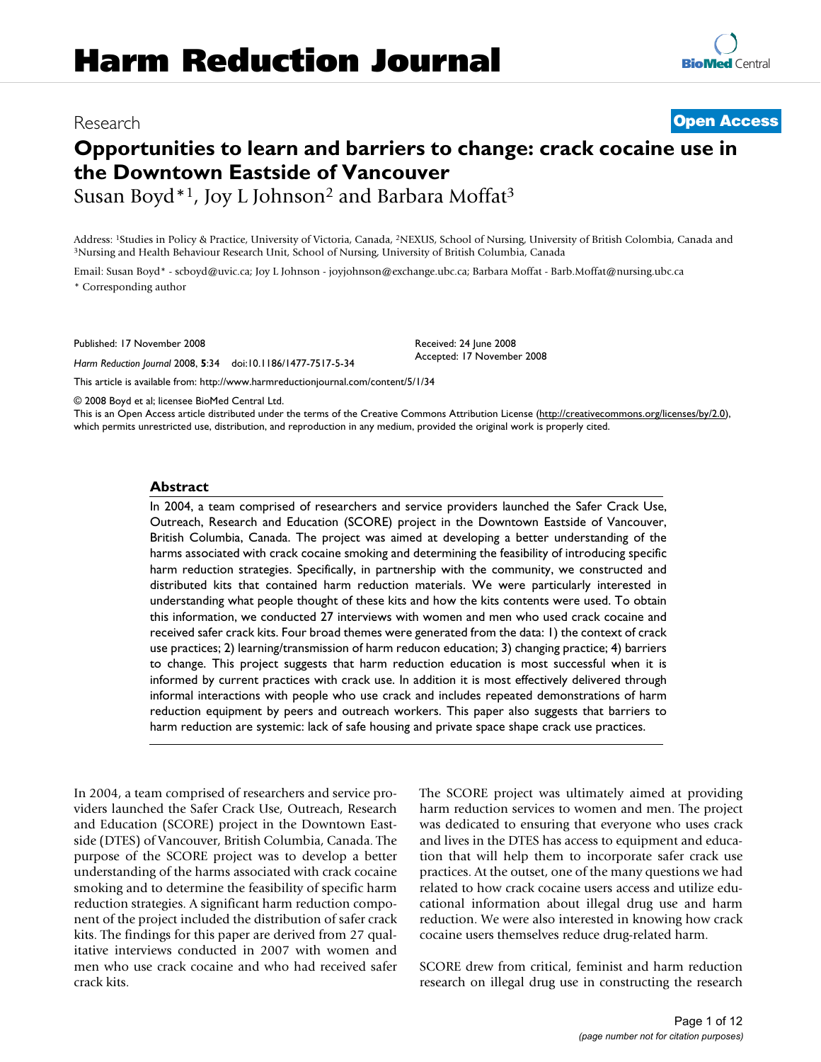# Harm Reduction Journal

Research

**Open Access**

# Opportunities to learn and barriers to change: crack cocaine use in the Downtown Eastside of Vancouver

Susan Boyd*[1], Joy L Johnson[2] and Barbara Moffat[3]

Address: [1]Studies in Policy & Practice, University of Victoria, Canada, [2]NEXUS, School of Nursing, University of British Colombia, Canada and [3]Nursing and Health Behaviour Research Unit, School of Nursing, University of British Columbia, Canada

Email: Susan Boyd* - scboyd@uvic.ca; Joy L Johnson - joyjohnson@exchange.ubc.ca; Barbara Moffat - Barb.Moffat@nursing.ubc.ca

* Corresponding author

Published: 17 November 2008

*Harm Reduction Journal* 2008, **5**:34 doi:10.1186/1477-7517-5-34

Received: 24 June 2008
Accepted: 17 November 2008

This article is available from: http://www.harmreductionjournal.com/content/5/1/34

© 2008 Boyd et al; licensee BioMed Central Ltd.

This is an Open Access article distributed under the terms of the Creative Commons Attribution License (http://creativecommons.org/licenses/by/2.0), which permits unrestricted use, distribution, and reproduction in any medium, provided the original work is properly cited.

## Abstract

In 2004, a team comprised of researchers and service providers launched the Safer Crack Use, Outreach, Research and Education (SCORE) project in the Downtown Eastside of Vancouver, British Columbia, Canada. The project was aimed at developing a better understanding of the harms associated with crack cocaine smoking and determining the feasibility of introducing specific harm reduction strategies. Specifically, in partnership with the community, we constructed and distributed kits that contained harm reduction materials. We were particularly interested in understanding what people thought of these kits and how the kits contents were used. To obtain this information, we conducted 27 interviews with women and men who used crack cocaine and received safer crack kits. Four broad themes were generated from the data: 1) the context of crack use practices; 2) learning/transmission of harm reducon education; 3) changing practice; 4) barriers to change. This project suggests that harm reduction education is most successful when it is informed by current practices with crack use. In addition it is most effectively delivered through informal interactions with people who use crack and includes repeated demonstrations of harm reduction equipment by peers and outreach workers. This paper also suggests that barriers to harm reduction are systemic: lack of safe housing and private space shape crack use practices.

In 2004, a team comprised of researchers and service providers launched the Safer Crack Use, Outreach, Research and Education (SCORE) project in the Downtown Eastside (DTES) of Vancouver, British Columbia, Canada. The purpose of the SCORE project was to develop a better understanding of the harms associated with crack cocaine smoking and to determine the feasibility of specific harm reduction strategies. A significant harm reduction component of the project included the distribution of safer crack kits. The findings for this paper are derived from 27 qualitative interviews conducted in 2007 with women and men who use crack cocaine and who had received safer crack kits.

The SCORE project was ultimately aimed at providing harm reduction services to women and men. The project was dedicated to ensuring that everyone who uses crack and lives in the DTES has access to equipment and education that will help them to incorporate safer crack use practices. At the outset, one of the many questions we had related to how crack cocaine users access and utilize educational information about illegal drug use and harm reduction. We were also interested in knowing how crack cocaine users themselves reduce drug-related harm.

SCORE drew from critical, feminist and harm reduction research on illegal drug use in constructing the research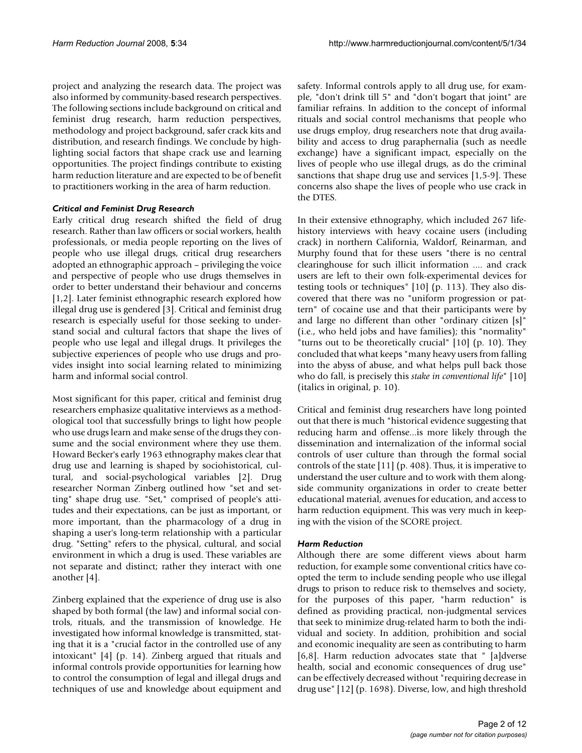project and analyzing the research data. The project was also informed by community-based research perspectives. The following sections include background on critical and feminist drug research, harm reduction perspectives, methodology and project background, safer crack kits and distribution, and research findings. We conclude by highlighting social factors that shape crack use and learning opportunities. The project findings contribute to existing harm reduction literature and are expected to be of benefit to practitioners working in the area of harm reduction.

### *Critical and Feminist Drug Research*

Early critical drug research shifted the field of drug research. Rather than law officers or social workers, health professionals, or media people reporting on the lives of people who use illegal drugs, critical drug researchers adopted an ethnographic approach – privileging the voice and perspective of people who use drugs themselves in order to better understand their behaviour and concerns [1,2]. Later feminist ethnographic research explored how illegal drug use is gendered [3]. Critical and feminist drug research is especially useful for those seeking to understand social and cultural factors that shape the lives of people who use legal and illegal drugs. It privileges the subjective experiences of people who use drugs and provides insight into social learning related to minimizing harm and informal social control.

Most significant for this paper, critical and feminist drug researchers emphasize qualitative interviews as a methodological tool that successfully brings to light how people who use drugs learn and make sense of the drugs they consume and the social environment where they use them. Howard Becker's early 1963 ethnography makes clear that drug use and learning is shaped by sociohistorical, cultural, and social-psychological variables [2]. Drug researcher Norman Zinberg outlined how "set and setting" shape drug use. "Set," comprised of people's attitudes and their expectations, can be just as important, or more important, than the pharmacology of a drug in shaping a user's long-term relationship with a particular drug. "Setting" refers to the physical, cultural, and social environment in which a drug is used. These variables are not separate and distinct; rather they interact with one another [4].

Zinberg explained that the experience of drug use is also shaped by both formal (the law) and informal social controls, rituals, and the transmission of knowledge. He investigated how informal knowledge is transmitted, stating that it is a "crucial factor in the controlled use of any intoxicant" [4] (p. 14). Zinberg argued that rituals and informal controls provide opportunities for learning how to control the consumption of legal and illegal drugs and techniques of use and knowledge about equipment and safety. Informal controls apply to all drug use, for example, "don't drink till 5" and "don't bogart that joint" are familiar refrains. In addition to the concept of informal rituals and social control mechanisms that people who use drugs employ, drug researchers note that drug availability and access to drug paraphernalia (such as needle exchange) have a significant impact, especially on the lives of people who use illegal drugs, as do the criminal sanctions that shape drug use and services [1,5-9]. These concerns also shape the lives of people who use crack in the DTES.

In their extensive ethnography, which included 267 life-history interviews with heavy cocaine users (including crack) in northern California, Waldorf, Reinarman, and Murphy found that for these users "there is no central clearinghouse for such illicit information .... and crack users are left to their own folk-experimental devices for testing tools or techniques" [10] (p. 113). They also discovered that there was no "uniform progression or pattern" of cocaine use and that their participants were by and large no different than other "ordinary citizen [s]" (i.e., who held jobs and have families); this "normality" "turns out to be theoretically crucial" [10] (p. 10). They concluded that what keeps "many heavy users from falling into the abyss of abuse, and what helps pull back those who do fall, is precisely this *stake in conventional life*" [10] (italics in original, p. 10).

Critical and feminist drug researchers have long pointed out that there is much "historical evidence suggesting that reducing harm and offense...is more likely through the dissemination and internalization of the informal social controls of user culture than through the formal social controls of the state [11] (p. 408). Thus, it is imperative to understand the user culture and to work with them alongside community organizations in order to create better educational material, avenues for education, and access to harm reduction equipment. This was very much in keeping with the vision of the SCORE project.

### *Harm Reduction*

Although there are some different views about harm reduction, for example some conventional critics have co-opted the term to include sending people who use illegal drugs to prison to reduce risk to themselves and society, for the purposes of this paper, "harm reduction" is defined as providing practical, non-judgmental services that seek to minimize drug-related harm to both the individual and society. In addition, prohibition and social and economic inequality are seen as contributing to harm [6,8]. Harm reduction advocates state that " [a]dverse health, social and economic consequences of drug use" can be effectively decreased without "requiring decrease in drug use" [12] (p. 1698). Diverse, low, and high threshold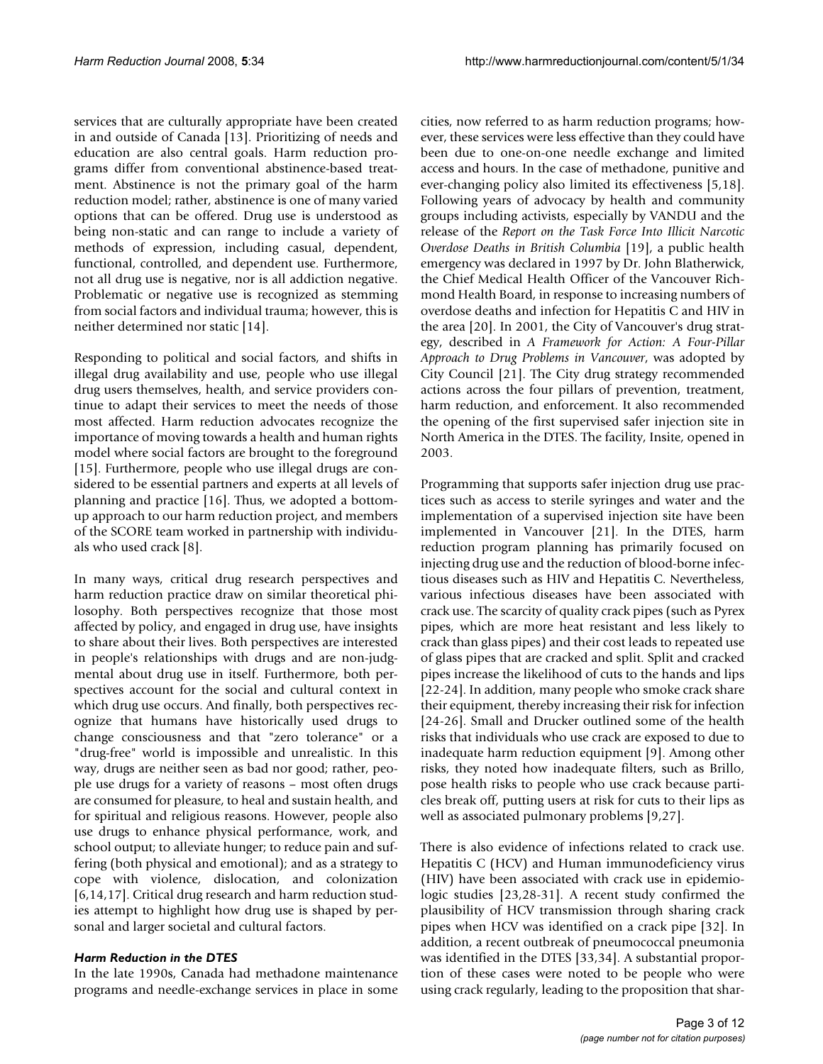services that are culturally appropriate have been created in and outside of Canada [13]. Prioritizing of needs and education are also central goals. Harm reduction programs differ from conventional abstinence-based treatment. Abstinence is not the primary goal of the harm reduction model; rather, abstinence is one of many varied options that can be offered. Drug use is understood as being non-static and can range to include a variety of methods of expression, including casual, dependent, functional, controlled, and dependent use. Furthermore, not all drug use is negative, nor is all addiction negative. Problematic or negative use is recognized as stemming from social factors and individual trauma; however, this is neither determined nor static [14].

Responding to political and social factors, and shifts in illegal drug availability and use, people who use illegal drug users themselves, health, and service providers continue to adapt their services to meet the needs of those most affected. Harm reduction advocates recognize the importance of moving towards a health and human rights model where social factors are brought to the foreground [15]. Furthermore, people who use illegal drugs are considered to be essential partners and experts at all levels of planning and practice [16]. Thus, we adopted a bottom-up approach to our harm reduction project, and members of the SCORE team worked in partnership with individuals who used crack [8].

In many ways, critical drug research perspectives and harm reduction practice draw on similar theoretical philosophy. Both perspectives recognize that those most affected by policy, and engaged in drug use, have insights to share about their lives. Both perspectives are interested in people's relationships with drugs and are non-judgmental about drug use in itself. Furthermore, both perspectives account for the social and cultural context in which drug use occurs. And finally, both perspectives recognize that humans have historically used drugs to change consciousness and that "zero tolerance" or a "drug-free" world is impossible and unrealistic. In this way, drugs are neither seen as bad nor good; rather, people use drugs for a variety of reasons – most often drugs are consumed for pleasure, to heal and sustain health, and for spiritual and religious reasons. However, people also use drugs to enhance physical performance, work, and school output; to alleviate hunger; to reduce pain and suffering (both physical and emotional); and as a strategy to cope with violence, dislocation, and colonization [6,14,17]. Critical drug research and harm reduction studies attempt to highlight how drug use is shaped by personal and larger societal and cultural factors.

### *Harm Reduction in the DTES*

In the late 1990s, Canada had methadone maintenance programs and needle-exchange services in place in some cities, now referred to as harm reduction programs; however, these services were less effective than they could have been due to one-on-one needle exchange and limited access and hours. In the case of methadone, punitive and ever-changing policy also limited its effectiveness [5,18]. Following years of advocacy by health and community groups including activists, especially by VANDU and the release of the *Report on the Task Force Into Illicit Narcotic Overdose Deaths in British Columbia* [19], a public health emergency was declared in 1997 by Dr. John Blatherwick, the Chief Medical Health Officer of the Vancouver Richmond Health Board, in response to increasing numbers of overdose deaths and infection for Hepatitis C and HIV in the area [20]. In 2001, the City of Vancouver's drug strategy, described in *A Framework for Action: A Four-Pillar Approach to Drug Problems in Vancouver*, was adopted by City Council [21]. The City drug strategy recommended actions across the four pillars of prevention, treatment, harm reduction, and enforcement. It also recommended the opening of the first supervised safer injection site in North America in the DTES. The facility, Insite, opened in 2003.

Programming that supports safer injection drug use practices such as access to sterile syringes and water and the implementation of a supervised injection site have been implemented in Vancouver [21]. In the DTES, harm reduction program planning has primarily focused on injecting drug use and the reduction of blood-borne infectious diseases such as HIV and Hepatitis C. Nevertheless, various infectious diseases have been associated with crack use. The scarcity of quality crack pipes (such as Pyrex pipes, which are more heat resistant and less likely to crack than glass pipes) and their cost leads to repeated use of glass pipes that are cracked and split. Split and cracked pipes increase the likelihood of cuts to the hands and lips [22-24]. In addition, many people who smoke crack share their equipment, thereby increasing their risk for infection [24-26]. Small and Drucker outlined some of the health risks that individuals who use crack are exposed to due to inadequate harm reduction equipment [9]. Among other risks, they noted how inadequate filters, such as Brillo, pose health risks to people who use crack because particles break off, putting users at risk for cuts to their lips as well as associated pulmonary problems [9,27].

There is also evidence of infections related to crack use. Hepatitis C (HCV) and Human immunodeficiency virus (HIV) have been associated with crack use in epidemiologic studies [23,28-31]. A recent study confirmed the plausibility of HCV transmission through sharing crack pipes when HCV was identified on a crack pipe [32]. In addition, a recent outbreak of pneumococcal pneumonia was identified in the DTES [33,34]. A substantial proportion of these cases were noted to be people who were using crack regularly, leading to the proposition that shar-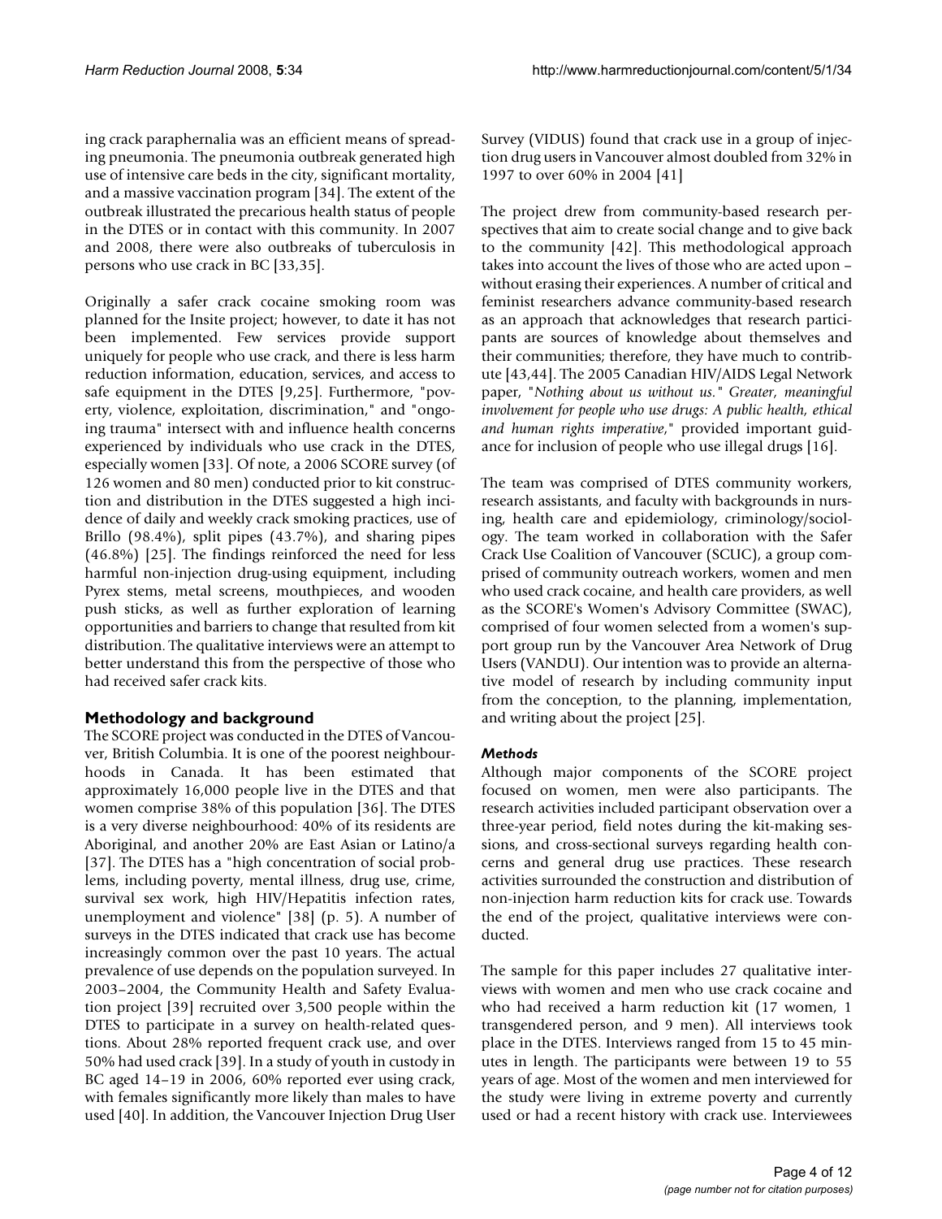ing crack paraphernalia was an efficient means of spreading pneumonia. The pneumonia outbreak generated high use of intensive care beds in the city, significant mortality, and a massive vaccination program [34]. The extent of the outbreak illustrated the precarious health status of people in the DTES or in contact with this community. In 2007 and 2008, there were also outbreaks of tuberculosis in persons who use crack in BC [33,35].

Originally a safer crack cocaine smoking room was planned for the Insite project; however, to date it has not been implemented. Few services provide support uniquely for people who use crack, and there is less harm reduction information, education, services, and access to safe equipment in the DTES [9,25]. Furthermore, "poverty, violence, exploitation, discrimination," and "ongoing trauma" intersect with and influence health concerns experienced by individuals who use crack in the DTES, especially women [33]. Of note, a 2006 SCORE survey (of 126 women and 80 men) conducted prior to kit construction and distribution in the DTES suggested a high incidence of daily and weekly crack smoking practices, use of Brillo (98.4%), split pipes (43.7%), and sharing pipes (46.8%) [25]. The findings reinforced the need for less harmful non-injection drug-using equipment, including Pyrex stems, metal screens, mouthpieces, and wooden push sticks, as well as further exploration of learning opportunities and barriers to change that resulted from kit distribution. The qualitative interviews were an attempt to better understand this from the perspective of those who had received safer crack kits.

## Methodology and background

The SCORE project was conducted in the DTES of Vancouver, British Columbia. It is one of the poorest neighbourhoods in Canada. It has been estimated that approximately 16,000 people live in the DTES and that women comprise 38% of this population [36]. The DTES is a very diverse neighbourhood: 40% of its residents are Aboriginal, and another 20% are East Asian or Latino/a [37]. The DTES has a "high concentration of social problems, including poverty, mental illness, drug use, crime, survival sex work, high HIV/Hepatitis infection rates, unemployment and violence" [38] (p. 5). A number of surveys in the DTES indicated that crack use has become increasingly common over the past 10 years. The actual prevalence of use depends on the population surveyed. In 2003–2004, the Community Health and Safety Evaluation project [39] recruited over 3,500 people within the DTES to participate in a survey on health-related questions. About 28% reported frequent crack use, and over 50% had used crack [39]. In a study of youth in custody in BC aged 14–19 in 2006, 60% reported ever using crack, with females significantly more likely than males to have used [40]. In addition, the Vancouver Injection Drug User Survey (VIDUS) found that crack use in a group of injection drug users in Vancouver almost doubled from 32% in 1997 to over 60% in 2004 [41]

The project drew from community-based research perspectives that aim to create social change and to give back to the community [42]. This methodological approach takes into account the lives of those who are acted upon – without erasing their experiences. A number of critical and feminist researchers advance community-based research as an approach that acknowledges that research participants are sources of knowledge about themselves and their communities; therefore, they have much to contribute [43,44]. The 2005 Canadian HIV/AIDS Legal Network paper, "*Nothing about us without us." Greater, meaningful involvement for people who use drugs: A public health, ethical and human rights imperative,*" provided important guidance for inclusion of people who use illegal drugs [16].

The team was comprised of DTES community workers, research assistants, and faculty with backgrounds in nursing, health care and epidemiology, criminology/sociology. The team worked in collaboration with the Safer Crack Use Coalition of Vancouver (SCUC), a group comprised of community outreach workers, women and men who used crack cocaine, and health care providers, as well as the SCORE's Women's Advisory Committee (SWAC), comprised of four women selected from a women's support group run by the Vancouver Area Network of Drug Users (VANDU). Our intention was to provide an alternative model of research by including community input from the conception, to the planning, implementation, and writing about the project [25].

### *Methods*

Although major components of the SCORE project focused on women, men were also participants. The research activities included participant observation over a three-year period, field notes during the kit-making sessions, and cross-sectional surveys regarding health concerns and general drug use practices. These research activities surrounded the construction and distribution of non-injection harm reduction kits for crack use. Towards the end of the project, qualitative interviews were conducted.

The sample for this paper includes 27 qualitative interviews with women and men who use crack cocaine and who had received a harm reduction kit (17 women, 1 transgendered person, and 9 men). All interviews took place in the DTES. Interviews ranged from 15 to 45 minutes in length. The participants were between 19 to 55 years of age. Most of the women and men interviewed for the study were living in extreme poverty and currently used or had a recent history with crack use. Interviewees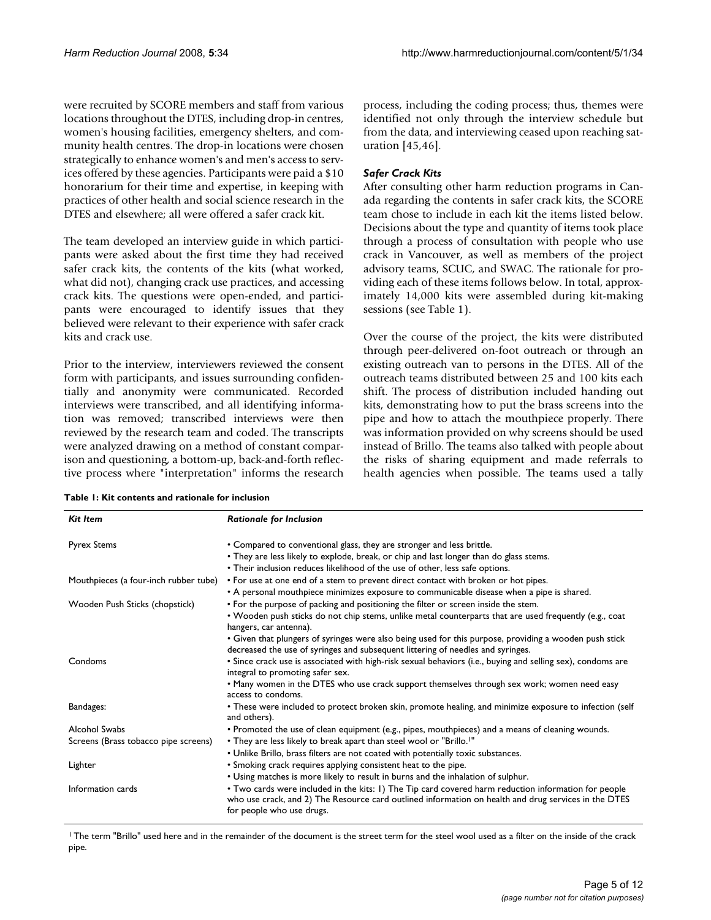were recruited by SCORE members and staff from various locations throughout the DTES, including drop-in centres, women's housing facilities, emergency shelters, and community health centres. The drop-in locations were chosen strategically to enhance women's and men's access to services offered by these agencies. Participants were paid a $10 honorarium for their time and expertise, in keeping with practices of other health and social science research in the DTES and elsewhere; all were offered a safer crack kit.

The team developed an interview guide in which participants were asked about the first time they had received safer crack kits, the contents of the kits (what worked, what did not), changing crack use practices, and accessing crack kits. The questions were open-ended, and participants were encouraged to identify issues that they believed were relevant to their experience with safer crack kits and crack use.

Prior to the interview, interviewers reviewed the consent form with participants, and issues surrounding confidentially and anonymity were communicated. Recorded interviews were transcribed, and all identifying information was removed; transcribed interviews were then reviewed by the research team and coded. The transcripts were analyzed drawing on a method of constant comparison and questioning, a bottom-up, back-and-forth reflective process where "interpretation" informs the research process, including the coding process; thus, themes were identified not only through the interview schedule but from the data, and interviewing ceased upon reaching saturation [45,46].

### *Safer Crack Kits*

After consulting other harm reduction programs in Canada regarding the contents in safer crack kits, the SCORE team chose to include in each kit the items listed below. Decisions about the type and quantity of items took place through a process of consultation with people who use crack in Vancouver, as well as members of the project advisory teams, SCUC, and SWAC. The rationale for providing each of these items follows below. In total, approximately 14,000 kits were assembled during kit-making sessions (see Table 1).

Over the course of the project, the kits were distributed through peer-delivered on-foot outreach or through an existing outreach van to persons in the DTES. All of the outreach teams distributed between 25 and 100 kits each shift. The process of distribution included handing out kits, demonstrating how to put the brass screens into the pipe and how to attach the mouthpiece properly. There was information provided on why screens should be used instead of Brillo. The teams also talked with people about the risks of sharing equipment and made referrals to health agencies when possible. The teams used a tally

**Table 1: Kit contents and rationale for inclusion**

| *Kit Item* | *Rationale for Inclusion* |
|---|---|
| Pyrex Stems | • Compared to conventional glass, they are stronger and less brittle.<br>• They are less likely to explode, break, or chip and last longer than do glass stems.<br>• Their inclusion reduces likelihood of the use of other, less safe options. |
| Mouthpieces (a four-inch rubber tube) | • For use at one end of a stem to prevent direct contact with broken or hot pipes.<br>• A personal mouthpiece minimizes exposure to communicable disease when a pipe is shared. |
| Wooden Push Sticks (chopstick) | • For the purpose of packing and positioning the filter or screen inside the stem.<br>• Wooden push sticks do not chip stems, unlike metal counterparts that are used frequently (e.g., coat hangers, car antenna).<br>• Given that plungers of syringes were also being used for this purpose, providing a wooden push stick decreased the use of syringes and subsequent littering of needles and syringes. |
| Condoms | • Since crack use is associated with high-risk sexual behaviors (i.e., buying and selling sex), condoms are integral to promoting safer sex.<br>• Many women in the DTES who use crack support themselves through sex work; women need easy access to condoms. |
| Bandages: | • These were included to protect broken skin, promote healing, and minimize exposure to infection (self and others). |
| Alcohol Swabs | • Promoted the use of clean equipment (e.g., pipes, mouthpieces) and a means of cleaning wounds. |
| Screens (Brass tobacco pipe screens) | • They are less likely to break apart than steel wool or "Brillo.[1]"<br>• Unlike Brillo, brass filters are not coated with potentially toxic substances. |
| Lighter | • Smoking crack requires applying consistent heat to the pipe.<br>• Using matches is more likely to result in burns and the inhalation of sulphur. |
| Information cards | • Two cards were included in the kits: 1) The Tip card covered harm reduction information for people who use crack, and 2) The Resource card outlined information on health and drug services in the DTES for people who use drugs. |

[1] The term "Brillo" used here and in the remainder of the document is the street term for the steel wool used as a filter on the inside of the crack pipe.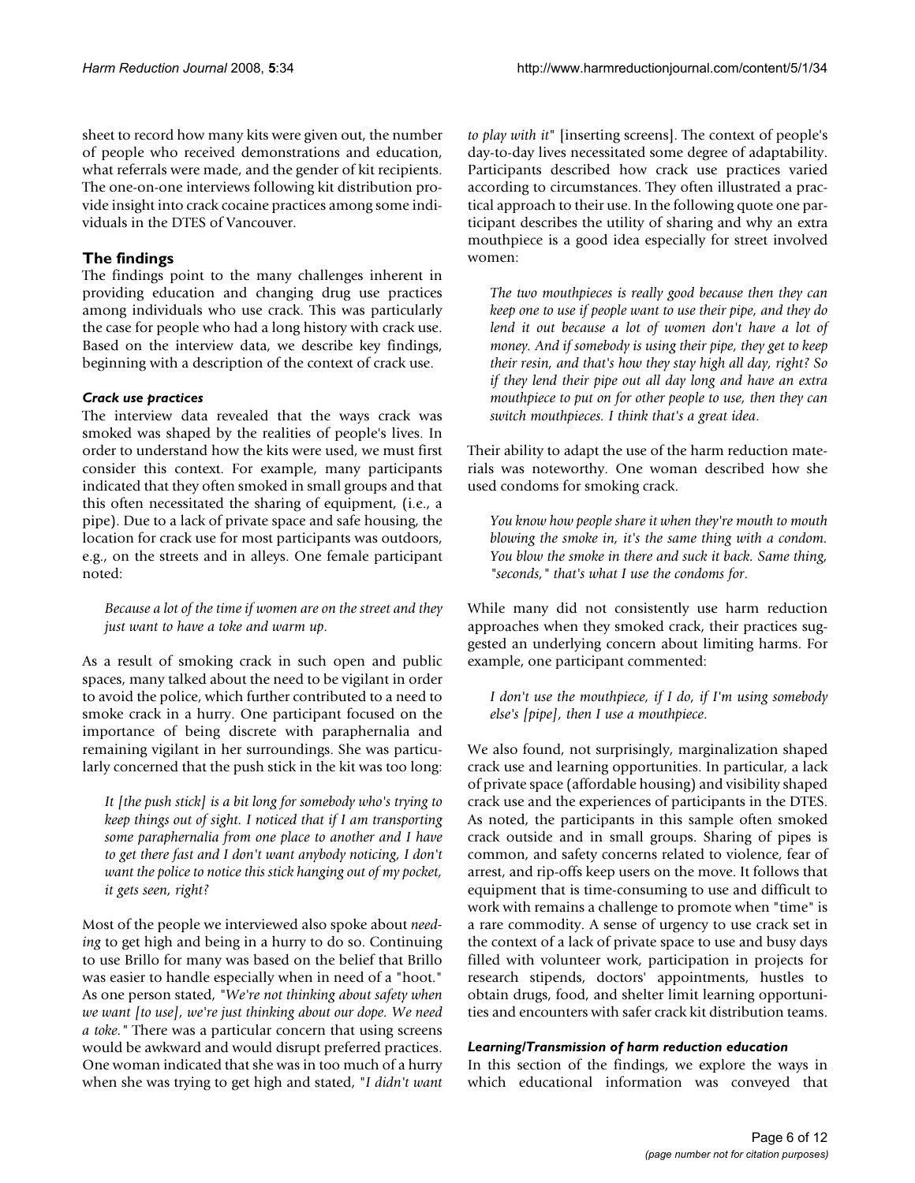sheet to record how many kits were given out, the number of people who received demonstrations and education, what referrals were made, and the gender of kit recipients. The one-on-one interviews following kit distribution provide insight into crack cocaine practices among some individuals in the DTES of Vancouver.

## The findings

The findings point to the many challenges inherent in providing education and changing drug use practices among individuals who use crack. This was particularly the case for people who had a long history with crack use. Based on the interview data, we describe key findings, beginning with a description of the context of crack use.

### *Crack use practices*

The interview data revealed that the ways crack was smoked was shaped by the realities of people's lives. In order to understand how the kits were used, we must first consider this context. For example, many participants indicated that they often smoked in small groups and that this often necessitated the sharing of equipment, (i.e., a pipe). Due to a lack of private space and safe housing, the location for crack use for most participants was outdoors, e.g., on the streets and in alleys. One female participant noted:

> *Because a lot of the time if women are on the street and they just want to have a toke and warm up.*

As a result of smoking crack in such open and public spaces, many talked about the need to be vigilant in order to avoid the police, which further contributed to a need to smoke crack in a hurry. One participant focused on the importance of being discrete with paraphernalia and remaining vigilant in her surroundings. She was particularly concerned that the push stick in the kit was too long:

> *It [the push stick] is a bit long for somebody who's trying to keep things out of sight. I noticed that if I am transporting some paraphernalia from one place to another and I have to get there fast and I don't want anybody noticing, I don't want the police to notice this stick hanging out of my pocket, it gets seen, right?*

Most of the people we interviewed also spoke about *needing* to get high and being in a hurry to do so. Continuing to use Brillo for many was based on the belief that Brillo was easier to handle especially when in need of a "hoot." As one person stated, "*We're not thinking about safety when we want [to use], we're just thinking about our dope. We need a toke.*" There was a particular concern that using screens would be awkward and would disrupt preferred practices. One woman indicated that she was in too much of a hurry when she was trying to get high and stated, "*I didn't want to play with it*" [inserting screens]. The context of people's day-to-day lives necessitated some degree of adaptability. Participants described how crack use practices varied according to circumstances. They often illustrated a practical approach to their use. In the following quote one participant describes the utility of sharing and why an extra mouthpiece is a good idea especially for street involved women:

> *The two mouthpieces is really good because then they can keep one to use if people want to use their pipe, and they do lend it out because a lot of women don't have a lot of money. And if somebody is using their pipe, they get to keep their resin, and that's how they stay high all day, right? So if they lend their pipe out all day long and have an extra mouthpiece to put on for other people to use, then they can switch mouthpieces. I think that's a great idea.*

Their ability to adapt the use of the harm reduction materials was noteworthy. One woman described how she used condoms for smoking crack.

> *You know how people share it when they're mouth to mouth blowing the smoke in, it's the same thing with a condom. You blow the smoke in there and suck it back. Same thing, "seconds," that's what I use the condoms for.*

While many did not consistently use harm reduction approaches when they smoked crack, their practices suggested an underlying concern about limiting harms. For example, one participant commented:

> *I don't use the mouthpiece, if I do, if I'm using somebody else's [pipe], then I use a mouthpiece.*

We also found, not surprisingly, marginalization shaped crack use and learning opportunities. In particular, a lack of private space (affordable housing) and visibility shaped crack use and the experiences of participants in the DTES. As noted, the participants in this sample often smoked crack outside and in small groups. Sharing of pipes is common, and safety concerns related to violence, fear of arrest, and rip-offs keep users on the move. It follows that equipment that is time-consuming to use and difficult to work with remains a challenge to promote when "time" is a rare commodity. A sense of urgency to use crack set in the context of a lack of private space to use and busy days filled with volunteer work, participation in projects for research stipends, doctors' appointments, hustles to obtain drugs, food, and shelter limit learning opportunities and encounters with safer crack kit distribution teams.

### *Learning/Transmission of harm reduction education*

In this section of the findings, we explore the ways in which educational information was conveyed that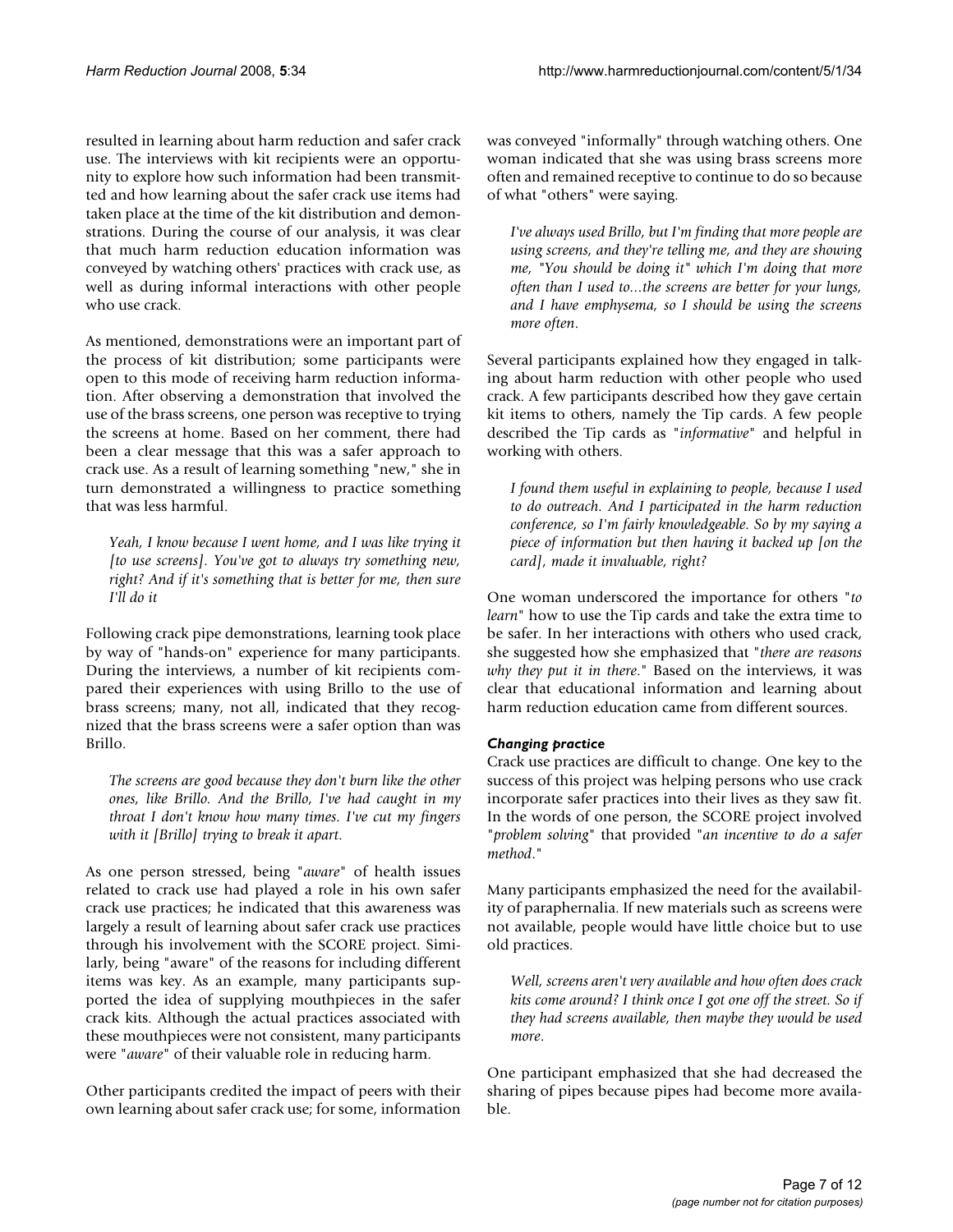resulted in learning about harm reduction and safer crack use. The interviews with kit recipients were an opportunity to explore how such information had been transmitted and how learning about the safer crack use items had taken place at the time of the kit distribution and demonstrations. During the course of our analysis, it was clear that much harm reduction education information was conveyed by watching others' practices with crack use, as well as during informal interactions with other people who use crack.

As mentioned, demonstrations were an important part of the process of kit distribution; some participants were open to this mode of receiving harm reduction information. After observing a demonstration that involved the use of the brass screens, one person was receptive to trying the screens at home. Based on her comment, there had been a clear message that this was a safer approach to crack use. As a result of learning something "new," she in turn demonstrated a willingness to practice something that was less harmful.

> *Yeah, I know because I went home, and I was like trying it [to use screens]. You've got to always try something new, right? And if it's something that is better for me, then sure I'll do it*

Following crack pipe demonstrations, learning took place by way of "hands-on" experience for many participants. During the interviews, a number of kit recipients compared their experiences with using Brillo to the use of brass screens; many, not all, indicated that they recognized that the brass screens were a safer option than was Brillo.

> *The screens are good because they don't burn like the other ones, like Brillo. And the Brillo, I've had caught in my throat I don't know how many times. I've cut my fingers with it [Brillo] trying to break it apart.*

As one person stressed, being "*aware*" of health issues related to crack use had played a role in his own safer crack use practices; he indicated that this awareness was largely a result of learning about safer crack use practices through his involvement with the SCORE project. Similarly, being "aware" of the reasons for including different items was key. As an example, many participants supported the idea of supplying mouthpieces in the safer crack kits. Although the actual practices associated with these mouthpieces were not consistent, many participants were "*aware*" of their valuable role in reducing harm.

Other participants credited the impact of peers with their own learning about safer crack use; for some, information was conveyed "informally" through watching others. One woman indicated that she was using brass screens more often and remained receptive to continue to do so because of what "others" were saying.

> *I've always used Brillo, but I'm finding that more people are using screens, and they're telling me, and they are showing me, "You should be doing it" which I'm doing that more often than I used to...the screens are better for your lungs, and I have emphysema, so I should be using the screens more often.*

Several participants explained how they engaged in talking about harm reduction with other people who used crack. A few participants described how they gave certain kit items to others, namely the Tip cards. A few people described the Tip cards as "*informative*" and helpful in working with others.

> *I found them useful in explaining to people, because I used to do outreach. And I participated in the harm reduction conference, so I'm fairly knowledgeable. So by my saying a piece of information but then having it backed up [on the card], made it invaluable, right?*

One woman underscored the importance for others "*to learn*" how to use the Tip cards and take the extra time to be safer. In her interactions with others who used crack, she suggested how she emphasized that "*there are reasons why they put it in there.*" Based on the interviews, it was clear that educational information and learning about harm reduction education came from different sources.

### *Changing practice*

Crack use practices are difficult to change. One key to the success of this project was helping persons who use crack incorporate safer practices into their lives as they saw fit. In the words of one person, the SCORE project involved "*problem solving*" that provided "*an incentive to do a safer method.*"

Many participants emphasized the need for the availability of paraphernalia. If new materials such as screens were not available, people would have little choice but to use old practices.

> *Well, screens aren't very available and how often does crack kits come around? I think once I got one off the street. So if they had screens available, then maybe they would be used more.*

One participant emphasized that she had decreased the sharing of pipes because pipes had become more available.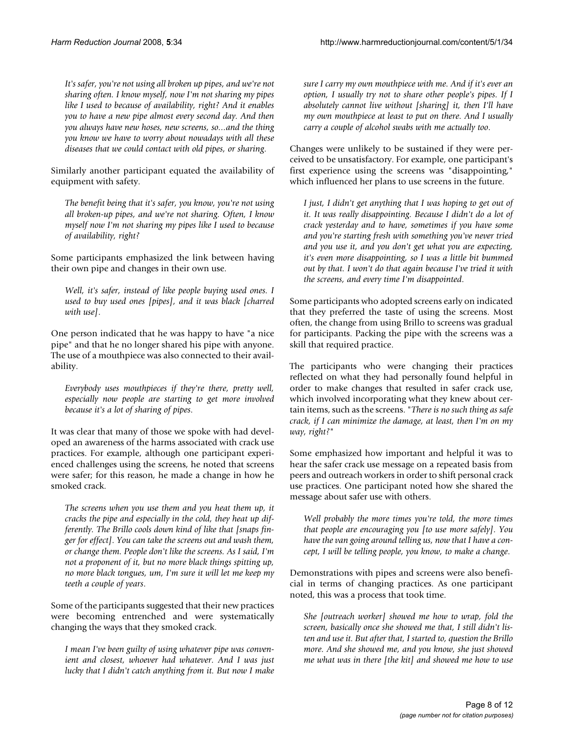*It's safer, you're not using all broken up pipes, and we're not sharing often. I know myself, now I'm not sharing my pipes like I used to because of availability, right? And it enables you to have a new pipe almost every second day. And then you always have new hoses, new screens, so...and the thing you know we have to worry about nowadays with all these diseases that we could contact with old pipes, or sharing.*

Similarly another participant equated the availability of equipment with safety.

*The benefit being that it's safer, you know, you're not using all broken-up pipes, and we're not sharing. Often, I know myself now I'm not sharing my pipes like I used to because of availability, right?*

Some participants emphasized the link between having their own pipe and changes in their own use.

*Well, it's safer, instead of like people buying used ones. I used to buy used ones [pipes], and it was black [charred with use].*

One person indicated that he was happy to have "a nice pipe" and that he no longer shared his pipe with anyone. The use of a mouthpiece was also connected to their availability.

*Everybody uses mouthpieces if they're there, pretty well, especially now people are starting to get more involved because it's a lot of sharing of pipes.*

It was clear that many of those we spoke with had developed an awareness of the harms associated with crack use practices. For example, although one participant experienced challenges using the screens, he noted that screens were safer; for this reason, he made a change in how he smoked crack.

*The screens when you use them and you heat them up, it cracks the pipe and especially in the cold, they heat up differently. The Brillo cools down kind of like that [snaps finger for effect]. You can take the screens out and wash them, or change them. People don't like the screens. As I said, I'm not a proponent of it, but no more black things spitting up, no more black tongues, um, I'm sure it will let me keep my teeth a couple of years.*

Some of the participants suggested that their new practices were becoming entrenched and were systematically changing the ways that they smoked crack.

*I mean I've been guilty of using whatever pipe was convenient and closest, whoever had whatever. And I was just lucky that I didn't catch anything from it. But now I make sure I carry my own mouthpiece with me. And if it's ever an option, I usually try not to share other people's pipes. If I absolutely cannot live without [sharing] it, then I'll have my own mouthpiece at least to put on there. And I usually carry a couple of alcohol swabs with me actually too.*

Changes were unlikely to be sustained if they were perceived to be unsatisfactory. For example, one participant's first experience using the screens was "disappointing," which influenced her plans to use screens in the future.

*I just, I didn't get anything that I was hoping to get out of it. It was really disappointing. Because I didn't do a lot of crack yesterday and to have, sometimes if you have some and you're starting fresh with something you've never tried and you use it, and you don't get what you are expecting, it's even more disappointing, so I was a little bit bummed out by that. I won't do that again because I've tried it with the screens, and every time I'm disappointed.*

Some participants who adopted screens early on indicated that they preferred the taste of using the screens. Most often, the change from using Brillo to screens was gradual for participants. Packing the pipe with the screens was a skill that required practice.

The participants who were changing their practices reflected on what they had personally found helpful in order to make changes that resulted in safer crack use, which involved incorporating what they knew about certain items, such as the screens. "*There is no such thing as safe crack, if I can minimize the damage, at least, then I'm on my way, right?*"

Some emphasized how important and helpful it was to hear the safer crack use message on a repeated basis from peers and outreach workers in order to shift personal crack use practices. One participant noted how she shared the message about safer use with others.

*Well probably the more times you're told, the more times that people are encouraging you [to use more safely]. You have the van going around telling us, now that I have a concept, I will be telling people, you know, to make a change.*

Demonstrations with pipes and screens were also beneficial in terms of changing practices. As one participant noted, this was a process that took time.

*She [outreach worker] showed me how to wrap, fold the screen, basically once she showed me that, I still didn't listen and use it. But after that, I started to, question the Brillo more. And she showed me, and you know, she just showed me what was in there [the kit] and showed me how to use*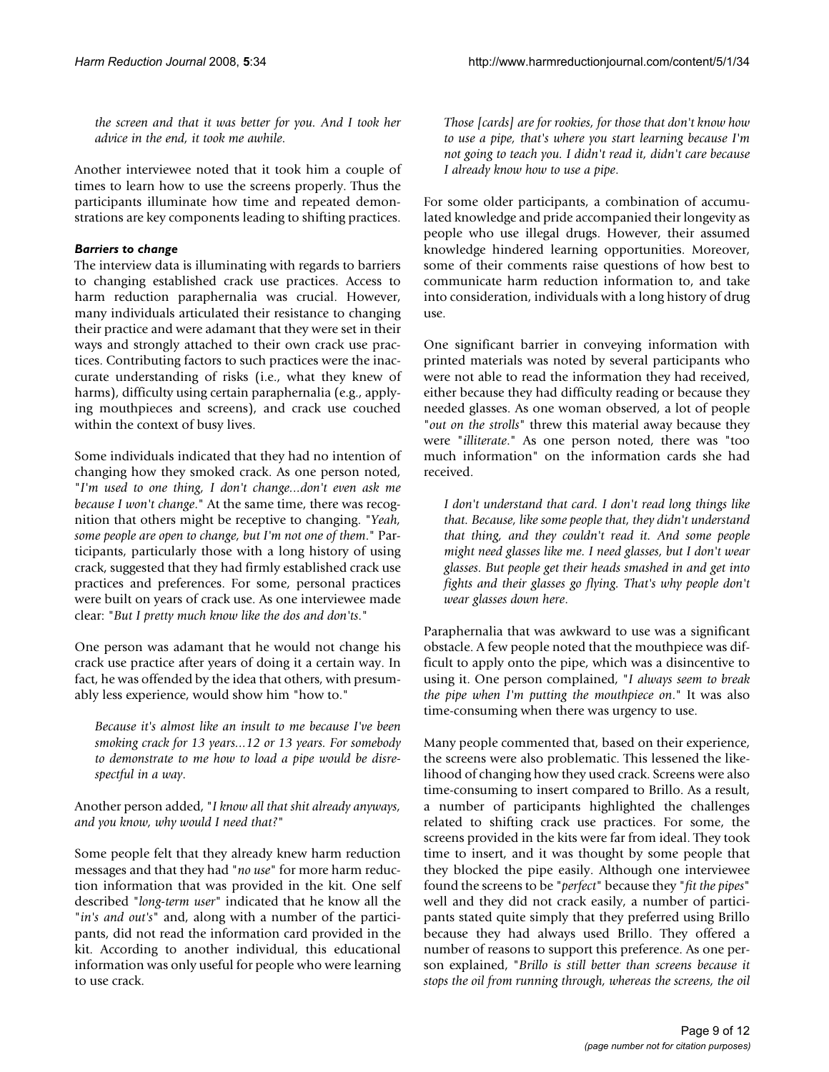*the screen and that it was better for you. And I took her advice in the end, it took me awhile.*

Another interviewee noted that it took him a couple of times to learn how to use the screens properly. Thus the participants illuminate how time and repeated demonstrations are key components leading to shifting practices.

### *Barriers to change*

The interview data is illuminating with regards to barriers to changing established crack use practices. Access to harm reduction paraphernalia was crucial. However, many individuals articulated their resistance to changing their practice and were adamant that they were set in their ways and strongly attached to their own crack use practices. Contributing factors to such practices were the inaccurate understanding of risks (i.e., what they knew of harms), difficulty using certain paraphernalia (e.g., applying mouthpieces and screens), and crack use couched within the context of busy lives.

Some individuals indicated that they had no intention of changing how they smoked crack. As one person noted, "*I'm used to one thing, I don't change...don't even ask me because I won't change*." At the same time, there was recognition that others might be receptive to changing. "*Yeah, some people are open to change, but I'm not one of them*." Participants, particularly those with a long history of using crack, suggested that they had firmly established crack use practices and preferences. For some, personal practices were built on years of crack use. As one interviewee made clear: "*But I pretty much know like the dos and don'ts*."

One person was adamant that he would not change his crack use practice after years of doing it a certain way. In fact, he was offended by the idea that others, with presumably less experience, would show him "how to."

> *Because it's almost like an insult to me because I've been smoking crack for 13 years...12 or 13 years. For somebody to demonstrate to me how to load a pipe would be disrespectful in a way.*

Another person added, "*I know all that shit already anyways, and you know, why would I need that?*"

Some people felt that they already knew harm reduction messages and that they had "*no use*" for more harm reduction information that was provided in the kit. One self described "*long-term user*" indicated that he know all the "*in's and out's*" and, along with a number of the participants, did not read the information card provided in the kit. According to another individual, this educational information was only useful for people who were learning to use crack.

> *Those [cards] are for rookies, for those that don't know how to use a pipe, that's where you start learning because I'm not going to teach you. I didn't read it, didn't care because I already know how to use a pipe.*

For some older participants, a combination of accumulated knowledge and pride accompanied their longevity as people who use illegal drugs. However, their assumed knowledge hindered learning opportunities. Moreover, some of their comments raise questions of how best to communicate harm reduction information to, and take into consideration, individuals with a long history of drug use.

One significant barrier in conveying information with printed materials was noted by several participants who were not able to read the information they had received, either because they had difficulty reading or because they needed glasses. As one woman observed, a lot of people "*out on the strolls*" threw this material away because they were "*illiterate*." As one person noted, there was "too much information" on the information cards she had received.

> *I don't understand that card. I don't read long things like that. Because, like some people that, they didn't understand that thing, and they couldn't read it. And some people might need glasses like me. I need glasses, but I don't wear glasses. But people get their heads smashed in and get into fights and their glasses go flying. That's why people don't wear glasses down here.*

Paraphernalia that was awkward to use was a significant obstacle. A few people noted that the mouthpiece was difficult to apply onto the pipe, which was a disincentive to using it. One person complained, "*I always seem to break the pipe when I'm putting the mouthpiece on*." It was also time-consuming when there was urgency to use.

Many people commented that, based on their experience, the screens were also problematic. This lessened the likelihood of changing how they used crack. Screens were also time-consuming to insert compared to Brillo. As a result, a number of participants highlighted the challenges related to shifting crack use practices. For some, the screens provided in the kits were far from ideal. They took time to insert, and it was thought by some people that they blocked the pipe easily. Although one interviewee found the screens to be "*perfect*" because they "*fit the pipes*" well and they did not crack easily, a number of participants stated quite simply that they preferred using Brillo because they had always used Brillo. They offered a number of reasons to support this preference. As one person explained, "*Brillo is still better than screens because it stops the oil from running through, whereas the screens, the oil*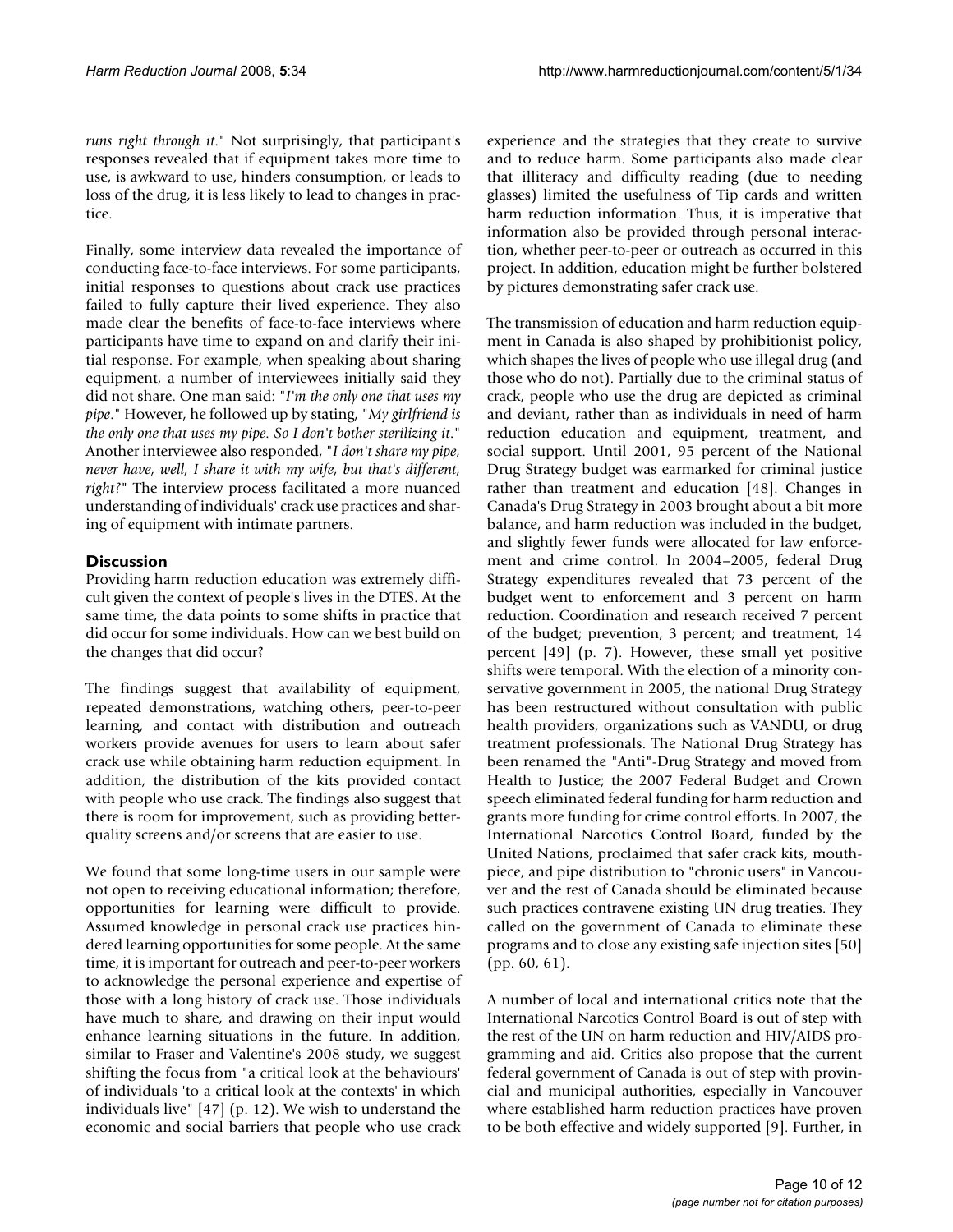*runs right through it.*" Not surprisingly, that participant's responses revealed that if equipment takes more time to use, is awkward to use, hinders consumption, or leads to loss of the drug, it is less likely to lead to changes in practice.

Finally, some interview data revealed the importance of conducting face-to-face interviews. For some participants, initial responses to questions about crack use practices failed to fully capture their lived experience. They also made clear the benefits of face-to-face interviews where participants have time to expand on and clarify their initial response. For example, when speaking about sharing equipment, a number of interviewees initially said they did not share. One man said: "*I'm the only one that uses my pipe*." However, he followed up by stating, "*My girlfriend is the only one that uses my pipe. So I don't bother sterilizing it.*" Another interviewee also responded, "*I don't share my pipe, never have, well, I share it with my wife, but that's different, right?*" The interview process facilitated a more nuanced understanding of individuals' crack use practices and sharing of equipment with intimate partners.

## Discussion

Providing harm reduction education was extremely difficult given the context of people's lives in the DTES. At the same time, the data points to some shifts in practice that did occur for some individuals. How can we best build on the changes that did occur?

The findings suggest that availability of equipment, repeated demonstrations, watching others, peer-to-peer learning, and contact with distribution and outreach workers provide avenues for users to learn about safer crack use while obtaining harm reduction equipment. In addition, the distribution of the kits provided contact with people who use crack. The findings also suggest that there is room for improvement, such as providing better-quality screens and/or screens that are easier to use.

We found that some long-time users in our sample were not open to receiving educational information; therefore, opportunities for learning were difficult to provide. Assumed knowledge in personal crack use practices hindered learning opportunities for some people. At the same time, it is important for outreach and peer-to-peer workers to acknowledge the personal experience and expertise of those with a long history of crack use. Those individuals have much to share, and drawing on their input would enhance learning situations in the future. In addition, similar to Fraser and Valentine's 2008 study, we suggest shifting the focus from "a critical look at the behaviours' of individuals 'to a critical look at the contexts' in which individuals live" [47] (p. 12). We wish to understand the economic and social barriers that people who use crack experience and the strategies that they create to survive and to reduce harm. Some participants also made clear that illiteracy and difficulty reading (due to needing glasses) limited the usefulness of Tip cards and written harm reduction information. Thus, it is imperative that information also be provided through personal interaction, whether peer-to-peer or outreach as occurred in this project. In addition, education might be further bolstered by pictures demonstrating safer crack use.

The transmission of education and harm reduction equipment in Canada is also shaped by prohibitionist policy, which shapes the lives of people who use illegal drug (and those who do not). Partially due to the criminal status of crack, people who use the drug are depicted as criminal and deviant, rather than as individuals in need of harm reduction education and equipment, treatment, and social support. Until 2001, 95 percent of the National Drug Strategy budget was earmarked for criminal justice rather than treatment and education [48]. Changes in Canada's Drug Strategy in 2003 brought about a bit more balance, and harm reduction was included in the budget, and slightly fewer funds were allocated for law enforcement and crime control. In 2004–2005, federal Drug Strategy expenditures revealed that 73 percent of the budget went to enforcement and 3 percent on harm reduction. Coordination and research received 7 percent of the budget; prevention, 3 percent; and treatment, 14 percent [49] (p. 7). However, these small yet positive shifts were temporal. With the election of a minority conservative government in 2005, the national Drug Strategy has been restructured without consultation with public health providers, organizations such as VANDU, or drug treatment professionals. The National Drug Strategy has been renamed the "Anti"-Drug Strategy and moved from Health to Justice; the 2007 Federal Budget and Crown speech eliminated federal funding for harm reduction and grants more funding for crime control efforts. In 2007, the International Narcotics Control Board, funded by the United Nations, proclaimed that safer crack kits, mouthpiece, and pipe distribution to "chronic users" in Vancouver and the rest of Canada should be eliminated because such practices contravene existing UN drug treaties. They called on the government of Canada to eliminate these programs and to close any existing safe injection sites [50] (pp. 60, 61).

A number of local and international critics note that the International Narcotics Control Board is out of step with the rest of the UN on harm reduction and HIV/AIDS programming and aid. Critics also propose that the current federal government of Canada is out of step with provincial and municipal authorities, especially in Vancouver where established harm reduction practices have proven to be both effective and widely supported [9]. Further, in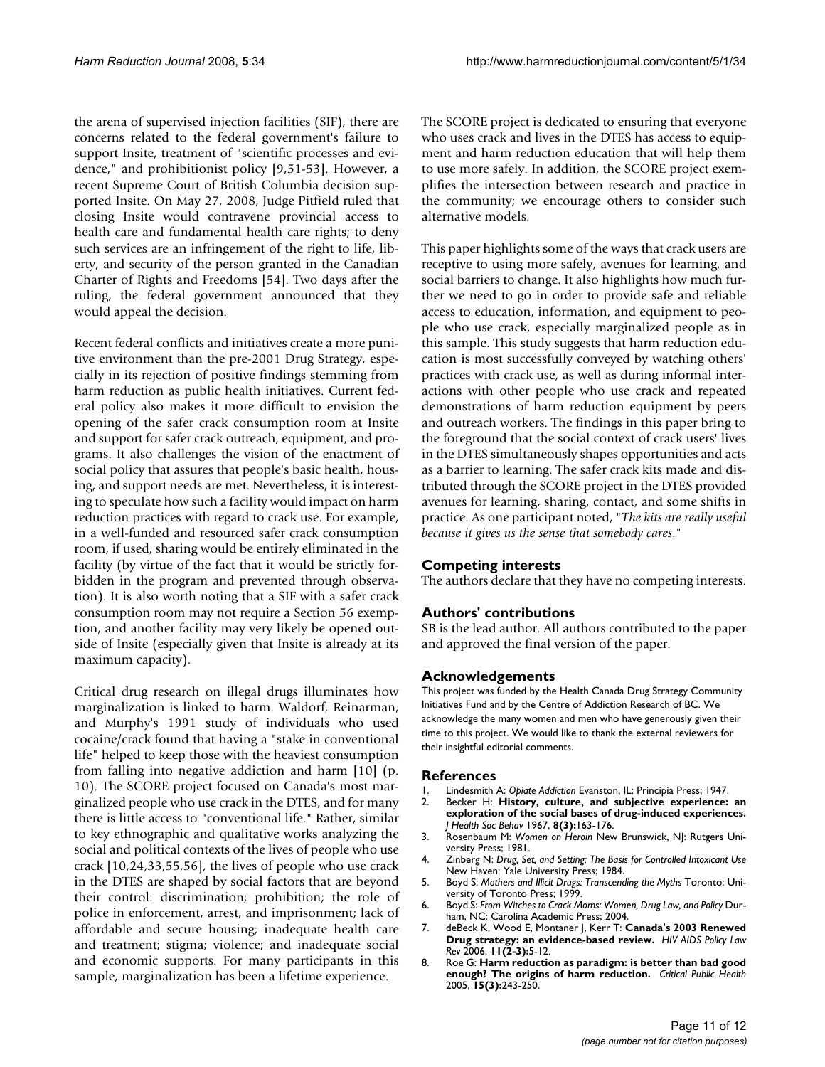the arena of supervised injection facilities (SIF), there are concerns related to the federal government's failure to support Insite, treatment of "scientific processes and evidence," and prohibitionist policy [9,51-53]. However, a recent Supreme Court of British Columbia decision supported Insite. On May 27, 2008, Judge Pitfield ruled that closing Insite would contravene provincial access to health care and fundamental health care rights; to deny such services are an infringement of the right to life, liberty, and security of the person granted in the Canadian Charter of Rights and Freedoms [54]. Two days after the ruling, the federal government announced that they would appeal the decision.

Recent federal conflicts and initiatives create a more punitive environment than the pre-2001 Drug Strategy, especially in its rejection of positive findings stemming from harm reduction as public health initiatives. Current federal policy also makes it more difficult to envision the opening of the safer crack consumption room at Insite and support for safer crack outreach, equipment, and programs. It also challenges the vision of the enactment of social policy that assures that people's basic health, housing, and support needs are met. Nevertheless, it is interesting to speculate how such a facility would impact on harm reduction practices with regard to crack use. For example, in a well-funded and resourced safer crack consumption room, if used, sharing would be entirely eliminated in the facility (by virtue of the fact that it would be strictly forbidden in the program and prevented through observation). It is also worth noting that a SIF with a safer crack consumption room may not require a Section 56 exemption, and another facility may very likely be opened outside of Insite (especially given that Insite is already at its maximum capacity).

Critical drug research on illegal drugs illuminates how marginalization is linked to harm. Waldorf, Reinarman, and Murphy's 1991 study of individuals who used cocaine/crack found that having a "stake in conventional life" helped to keep those with the heaviest consumption from falling into negative addiction and harm [10] (p. 10). The SCORE project focused on Canada's most marginalized people who use crack in the DTES, and for many there is little access to "conventional life." Rather, similar to key ethnographic and qualitative works analyzing the social and political contexts of the lives of people who use crack [10,24,33,55,56], the lives of people who use crack in the DTES are shaped by social factors that are beyond their control: discrimination; prohibition; the role of police in enforcement, arrest, and imprisonment; lack of affordable and secure housing; inadequate health care and treatment; stigma; violence; and inadequate social and economic supports. For many participants in this sample, marginalization has been a lifetime experience.

The SCORE project is dedicated to ensuring that everyone who uses crack and lives in the DTES has access to equipment and harm reduction education that will help them to use more safely. In addition, the SCORE project exemplifies the intersection between research and practice in the community; we encourage others to consider such alternative models.

This paper highlights some of the ways that crack users are receptive to using more safely, avenues for learning, and social barriers to change. It also highlights how much further we need to go in order to provide safe and reliable access to education, information, and equipment to people who use crack, especially marginalized people as in this sample. This study suggests that harm reduction education is most successfully conveyed by watching others' practices with crack use, as well as during informal interactions with other people who use crack and repeated demonstrations of harm reduction equipment by peers and outreach workers. The findings in this paper bring to the foreground that the social context of crack users' lives in the DTES simultaneously shapes opportunities and acts as a barrier to learning. The safer crack kits made and distributed through the SCORE project in the DTES provided avenues for learning, sharing, contact, and some shifts in practice. As one participant noted, "*The kits are really useful because it gives us the sense that somebody cares*."

## Competing interests

The authors declare that they have no competing interests.

## Authors' contributions

SB is the lead author. All authors contributed to the paper and approved the final version of the paper.

## Acknowledgements

This project was funded by the Health Canada Drug Strategy Community Initiatives Fund and by the Centre of Addiction Research of BC. We acknowledge the many women and men who have generously given their time to this project. We would like to thank the external reviewers for their insightful editorial comments.

## References

1. Lindesmith A: *Opiate Addiction* Evanston, IL: Principia Press; 1947.
2. Becker H: **History, culture, and subjective experience: an exploration of the social bases of drug-induced experiences.** *J Health Soc Behav* 1967, **8(3):**163-176.
3. Rosenbaum M: *Women on Heroin* New Brunswick, NJ: Rutgers University Press; 1981.
4. Zinberg N: *Drug, Set, and Setting: The Basis for Controlled Intoxicant Use* New Haven: Yale University Press; 1984.
5. Boyd S: *Mothers and Illicit Drugs: Transcending the Myths* Toronto: University of Toronto Press; 1999.
6. Boyd S: *From Witches to Crack Moms: Women, Drug Law, and Policy* Durham, NC: Carolina Academic Press; 2004.
7. deBeck K, Wood E, Montaner J, Kerr T: **Canada's 2003 Renewed Drug strategy: an evidence-based review.** *HIV AIDS Policy Law Rev* 2006, **11(2-3):**5-12.
8. Roe G: **Harm reduction as paradigm: is better than bad good enough? The origins of harm reduction.** *Critical Public Health* 2005, **15(3):**243-250.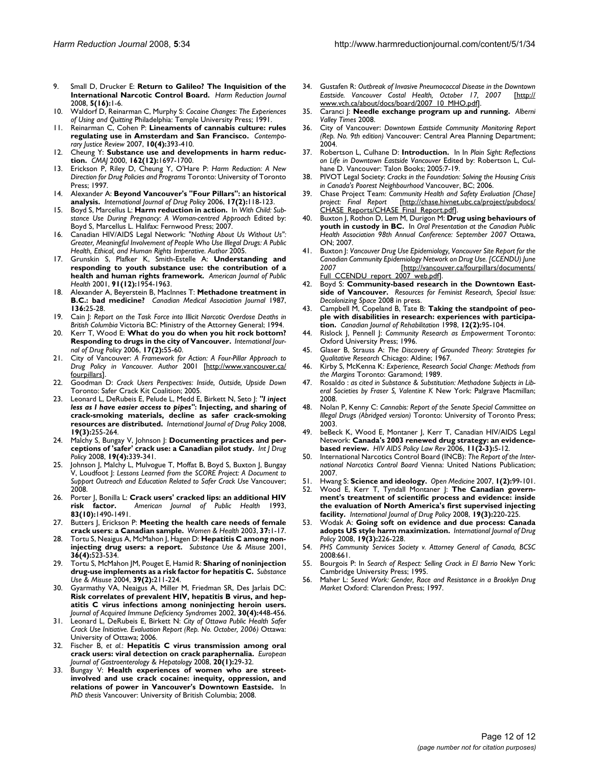9. Small D, Drucker E: **Return to Galileo? The Inquisition of the International Narcotic Control Board.** *Harm Reduction Journal* 2008, **5(16):**1-6.
10. Waldorf D, Reinarman C, Murphy S: *Cocaine Changes: The Experiences of Using and Quitting* Philadelphia: Temple University Press; 1991.
11. Reinarman C, Cohen P: **Lineaments of cannabis culture: rules regulating use in Amsterdam and San Francisco.** *Contemporary Justice Review* 2007, **10(4):**393-410.
12. Cheung Y: **Substance use and developments in harm reduction.** *CMAJ* 2000, **162(12):**1697-1700.
13. Erickson P, Riley D, Cheung Y, O'Hare P: *Harm Reduction: A New Direction for Drug Policies and Programs* Toronto: University of Toronto Press; 1997.
14. Alexander A: **Beyond Vancouver's "Four Pillars": an historical analysis.** *International Journal of Drug Policy* 2006, **17(2):**118-123.
15. Boyd S, Marcellus L: **Harm reduction in action.** In *With Child: Substance Use During Pregnancy: A Woman-centred Approach* Edited by: Boyd S, Marcellus L. Halifax: Fernwood Press; 2007.
16. Canadian HIV/AIDS Legal Network: *"Nothing About Us Without Us": Greater, Meaningful Involvement of People Who Use Illegal Drugs: A Public Health, Ethical, and Human Rights Imperative. Author* 2005.
17. Grunskin S, Plafker K, Smith-Estelle A: **Understanding and responding to youth substance use: the contribution of a health and human rights framework.** *American Journal of Public Health* 2001, **91(12):**1954-1963.
18. Alexander A, Beyerstein B, MacInnes T: **Methadone treatment in B.C.: bad medicine?** *Canadian Medical Association Journal* 1987, **136:**25-28.
19. Cain J: *Report on the Task Force into Illicit Narcotic Overdose Deaths in British Columbia* Victoria BC: Ministry of the Attorney General; 1994.
20. Kerr T, Wood E: **What do you do when you hit rock bottom? Responding to drugs in the city of Vancouver.** *International Journal of Drug Policy* 2006, **17(2):**55-60.
21. City of Vancouver: *A Framework for Action: A Four-Pillar Approach to Drug Policy in Vancouver. Author* 2001 [http://www.vancouver.ca/fourpillars].
22. Goodman D: *Crack Users Perspectives: Inside, Outside, Upside Down* Toronto: Safer Crack Kit Coalition; 2005.
23. Leonard L, DeRubeis E, Pelude L, Medd E, Birkett N, Seto J: ***"I inject less as I have easier access to pipes"*****: Injecting, and sharing of crack-smoking materials, decline as safer crack-smoking resources are distributed.** *International Journal of Drug Policy* 2008, **19(3):**255-264.
24. Malchy S, Bungay V, Johnson J: **Documenting practices and perceptions of 'safer' crack use: a Canadian pilot study.** *Int J Drug Policy* 2008, **19(4):**339-341.
25. Johnson J, Malchy L, Mulvogue T, Moffat B, Boyd S, Buxton J, Bungay V, Loudfoot J: *Lessons Learned from the SCORE Project: A Document to Support Outreach and Education Related to Safer Crack Use* Vancouver; 2008.
26. Porter J, Bonilla L: **Crack users' cracked lips: an additional HIV risk factor.** *American Journal of Public Health* 1993, **83(10):**1490-1491.
27. Butters J, Erickson P: **Meeting the health care needs of female crack users: a Canadian sample.** *Women & Health* 2003, **37:**1-17.
28. Tortu S, Neaigus A, McMahon J, Hagen D: **Hepatitis C among noninjecting drug users: a report.** *Substance Use & Misuse* 2001, **36(4):**523-534.
29. Tortu S, McMahon JM, Pouget E, Hamid R: **Sharing of noninjection drug-use implements as a risk factor for hepatitis C.** *Substance Use & Misuse* 2004, **39(2):**211-224.
30. Gyarmathy VA, Neaigus A, Miller M, Friedman SR, Des Jarlais DC: **Risk correlates of prevalent HIV, hepatitis B virus, and hepatitis C virus infections among noninjecting heroin users.** *Journal of Acquired Immune Deficiency Syndromes* 2002, **30(4):**448-456.
31. Leonard L, DeRubeis E, Birkett N: *City of Ottawa Public Health Safer Crack Use Initiative. Evaluation Report (Rep. No. October, 2006)* Ottawa: University of Ottawa; 2006.
32. Fischer B, *et al.*: **Hepatitis C virus transmission among oral crack users: viral detection on crack paraphernalia.** *European Journal of Gastroenterology & Hepatology* 2008, **20(1):**29-32.
33. Bungay V: **Health experiences of women who are street-involved and use crack cocaine: inequity, oppression, and relations of power in Vancouver's Downtown Eastside.** In *PhD thesis* Vancouver: University of British Columbia; 2008.
34. Gustafen R: *Outbreak of Invasive Pneumococcal Disease in the Downtown Eastside. Vancouver Costal Health, October 17, 2007* [http://www.vch.ca/about/docs/board/2007_10_MHO.pdf].
35. Caranci J: **Needle exchange program up and running.** *Alberni Valley Times* 2008.
36. City of Vancouver: *Downtown Eastside Community Monitoring Report (Rep. No. 9th edition)* Vancouver: Central Area Planning Department; 2004.
37. Robertson L, Culhane D: **Introduction.** In In *Plain Sight: Reflections on Life in Downtown Eastside Vancouver* Edited by: Robertson L, Culhane D. Vancouver: Talon Books; 2005:7-19.
38. PIVOT Legal Society: *Cracks in the Foundation: Solving the Housing Crisis in Canada's Poorest Neighbourhood* Vancouver, BC; 2006.
39. Chase Project Team: *Community Health and Safety Evaluation [Chase] project: Final Report* [http://chase.hivnet.ubc.ca/project/pubdocs/CHASE_Reports/CHASE_Final_Report.pdf].
40. Buxton J, Rothon D, Lem M, Durigon M: **Drug using behaviours of youth in custody in BC.** In *Oral Presentation at the Canadian Public Health Association 98th Annual Conference: September 2007* Ottawa, ON; 2007.
41. Buxton J: *Vancouver Drug Use Epidemiology, Vancouver Site Report for the Canadian Community Epidemiology Network on Drug Use. [CCENDU] June 2007* [http://vancouver.ca/fourpillars/documents/Full_CCENDU_report_2007_web.pdf].
42. Boyd S: **Community-based research in the Downtown Eastside of Vancouver.** *Resources for Feminist Research, Special Issue: Decolonizing Space* 2008 in press.
43. Campbell M, Copeland B, Tate B: **Taking the standpoint of people with disabilities in research: experiences with participation.** *Canadian Journal of Rehabilitation* 1998, **12(2):**95-104.
44. Rislock J, Pennell J: *Community Research as Empowerment* Toronto: Oxford University Press; 1996.
45. Glaser B, Strauss A: *The Discovery of Grounded Theory: Strategies for Qualitative Research* Chicago: Aldine; 1967.
46. Kirby S, McKenna K: *Experience, Research Social Change: Methods from the Margins* Toronto: Garamond; 1989.
47. Rosaldo : *as cited in Substance & Substitution: Methadone Subjects in Liberal Societies by Fraser S, Valentine K* New York: Palgrave Macmillan; 2008.
48. Nolan P, Kenny C: *Cannabis: Report of the Senate Special Committee on Illegal Drugs (Abridged version)* Toronto: University of Toronto Press; 2003.
49. beBeck K, Wood E, Montaner J, Kerr T, Canadian HIV/AIDS Legal Network: **Canada's 2003 renewed drug strategy: an evidence-based review.** *HIV AIDS Policy Law Rev* 2006, **11(2-3):**5-12.
50. International Narcotics Control Board (INCB): *The Report of the International Narcotics Control Board* Vienna: United Nations Publication; 2007.
51. Hwang S: **Science and ideology.** *Open Medicine* 2007, **1(2):**99-101.
52. Wood E, Kerr T, Tyndall Montaner J: **The Canadian government's treatment of scientific process and evidence: inside the evaluation of North America's first supervised injecting facility.** *International Journal of Drug Policy* 2008, **19(3):**220-225.
53. Wodak A: **Going soft on evidence and due process: Canada adopts US style harm maximization.** *International Journal of Drug Policy* 2008, **19(3):**226-228.
54. *PHS Community Services Society v. Attorney General of Canada, BCSC* 2008:661.
55. Bourgois P: In *Search of Respect: Selling Crack in El Barrio* New York: Cambridge University Press; 1995.
56. Maher L: *Sexed Work: Gender, Race and Resistance in a Brooklyn Drug Market* Oxford: Clarendon Press; 1997.